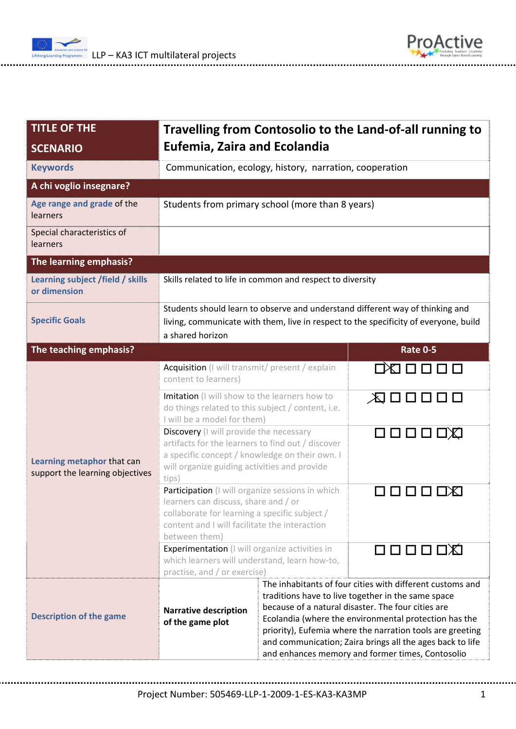| TITLE OF THE SCENARIO | **Travelling from Contosolio to the Land-of-all running to Eufemia, Zaira and Ecolandia** | | |
|---|---|---|---|
| **Keywords** | Communication, ecology, history, narration, cooperation | | |
| **A chi voglio insegnare?** | | | |
| **Age range and grade** of the learners | Students from primary school (more than 8 years) | | |
| Special characteristics of learners | | | |
| **The learning emphasis?** | | | |
| **Learning subject /field / skills or dimension** | Skills related to life in common and respect to diversity | | |
| **Specific Goals** | Students should learn to observe and understand different way of thinking and living, communicate with them, live in respect to the specificity of everyone, build a shared horizon | | |
| **The teaching emphasis?** | | **Rate 0-5** | |
| **Learning metaphor** that can support the learning objectives | Acquisition (I will transmit/ present / explain content to learners) | ☐☒☐☐☐☐ | |
| | Imitation (I will show to the learners how to do things related to this subject / content, i.e. I will be a model for them) | ☒☐☐☐☐☐ | |
| | Discovery (I will provide the necessary artifacts for the learners to find out / discover a specific concept / knowledge on their own. I will organize guiding activities and provide tips) | ☐☐☐☐☐☒ | |
| | Participation (I will organize sessions in which learners can discuss, share and / or collaborate for learning a specific subject / content and I will facilitate the interaction between them) | ☐☐☐☐☐☒ | |
| | Experimentation (I will organize activities in which learners will understand, learn how-to, practise, and / or exercise) | ☐☐☐☐☐☒ | |
| **Description of the game** | **Narrative description of the game plot** | The inhabitants of four cities with different customs and traditions have to live together in the same space because of a natural disaster. The four cities are Ecolandia (where the environmental protection has the priority), Eufemia where the narration tools are greeting and communication; Zaira brings all the ages back to life and enhances memory and former times, Contosolio | |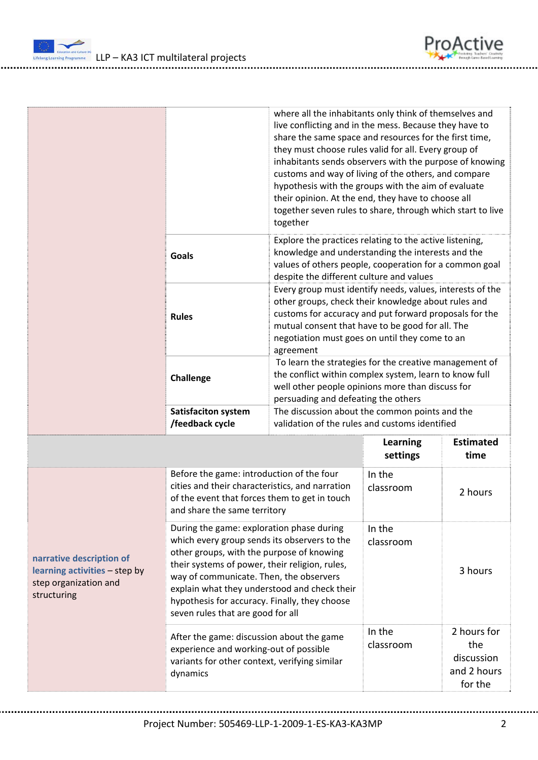| | | |
|---|---|---|
| | | where all the inhabitants only think of themselves and live conflicting and in the mess. Because they have to share the same space and resources for the first time, they must choose rules valid for all. Every group of inhabitants sends observers with the purpose of knowing customs and way of living of the others, and compare hypothesis with the groups with the aim of evaluate their opinion. At the end, they have to choose all together seven rules to share, through which start to live together |
| | **Goals** | Explore the practices relating to the active listening, knowledge and understanding the interests and the values of others people, cooperation for a common goal despite the different culture and values |
| | **Rules** | Every group must identify needs, values, interests of the other groups, check their knowledge about rules and customs for accuracy and put forward proposals for the mutual consent that have to be good for all. The negotiation must goes on until they come to an agreement |
| | **Challenge** | To learn the strategies for the creative management of the conflict within complex system, learn to know full well other people opinions more than discuss for persuading and defeating the others |
| | **Satisfaciton system /feedback cycle** | The discussion about the common points and the validation of the rules and customs identified |

| | | **Learning settings** | **Estimated time** |
|---|---|---|---|
| **narrative description of learning activities** – step by step organization and structuring | Before the game: introduction of the four cities and their characteristics, and narration of the event that forces them to get in touch and share the same territory | In the classroom | 2 hours |
| | During the game: exploration phase during which every group sends its observers to the other groups, with the purpose of knowing their systems of power, their religion, rules, way of communicate. Then, the observers explain what they understood and check their hypothesis for accuracy. Finally, they choose seven rules that are good for all | In the classroom | 3 hours |
| | After the game: discussion about the game experience and working-out of possible variants for other context, verifying similar dynamics | In the classroom | 2 hours for the discussion and 2 hours for the |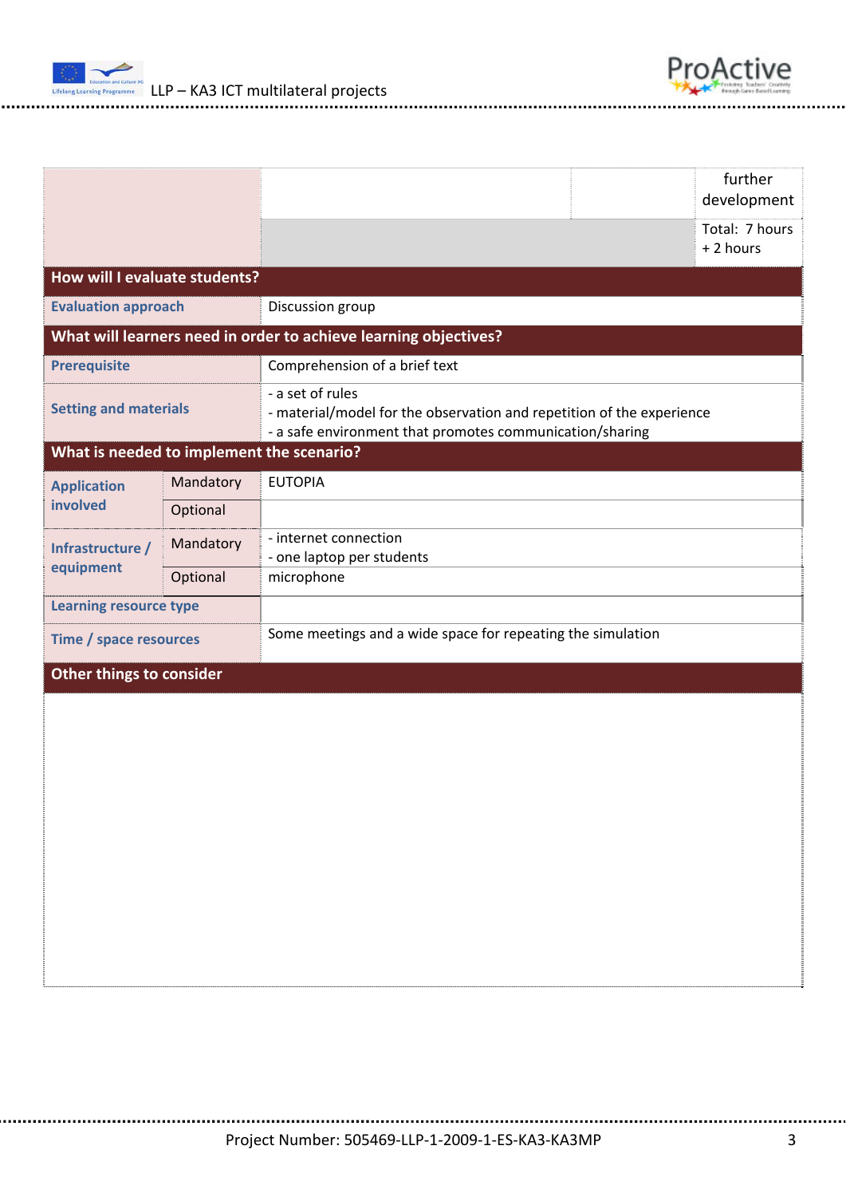| | | | |
|---|---|---|---|
| | | | further development |
| | | | Total: 7 hours + 2 hours |

**How will I evaluate students?**

| | |
|---|---|
| **Evaluation approach** | Discussion group |

**What will learners need in order to achieve learning objectives?**

| | |
|---|---|
| **Prerequisite** | Comprehension of a brief text |
| **Setting and materials** | - a set of rules<br>- material/model for the observation and repetition of the experience<br>- a safe environment that promotes communication/sharing |

**What is needed to implement the scenario?**

| | | |
|---|---|---|
| **Application involved** | Mandatory | EUTOPIA |
| | Optional | |
| **Infrastructure / equipment** | Mandatory | - internet connection<br>- one laptop per students |
| | Optional | microphone |
| **Learning resource type** | | |
| **Time / space resources** | | Some meetings and a wide space for repeating the simulation |

**Other things to consider**